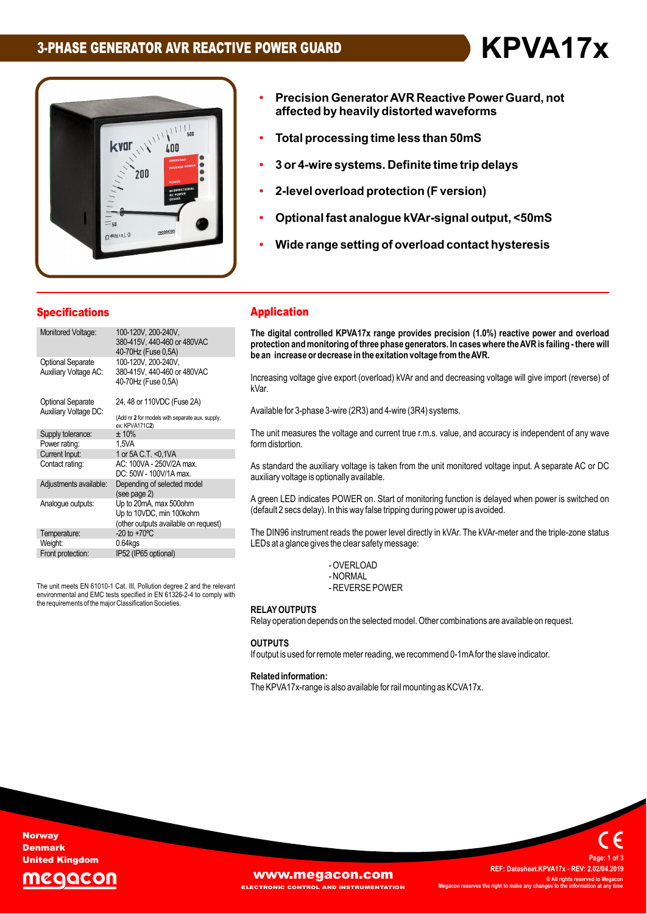# 3-PHASE GENERATOR AVR REACTIVE POWER GUARD

# KPVA17x

- **Precision Generator AVR Reactive Power Guard, not affected by heavily distorted waveforms**
- **Total processing time less than 50mS**
- **3 or 4-wire systems. Definite time trip delays**
- **2-level overload protection (F version)**
- **Optional fast analogue kVAr-signal output, <50mS**
- **Wide range setting of overload contact hysteresis**

## Specifications

| | |
|---|---|
| Monitored Voltage: | 100-120V, 200-240V, 380-415V, 440-460 or 480VAC 40-70Hz (Fuse 0,5A) |
| Optional Separate Auxiliary Voltage AC: | 100-120V, 200-240V, 380-415V, 440-460 or 480VAC 40-70Hz (Fuse 0,5A) |
| Optional Separate Auxiliary Voltage DC: | 24, 48 or 110VDC (Fuse 2A) (Add nr **2** for models with separate aux. supply. ex: KPVA171C**2**) |
| Supply tolerance: | ± 10% |
| Power rating: | 1,5VA |
| Current Input: | 1 or 5A C.T. <0,1VA |
| Contact rating: | AC: 100VA - 250V/2A max. DC: 50W - 100V/1A max. |
| Adjustments available: | Depending of selected model (see page 2) |
| Analogue outputs: | Up to 20mA, max 500ohm Up to 10VDC, min 100kohm (other outputs available on request) |
| Temperature: | -20 to +70ºC |
| Weight: | 0.64kgs |
| Front protection: | IP52 (IP65 optional) |

The unit meets EN 61010-1 Cat. III, Pollution degree 2 and the relevant environmental and EMC tests specified in EN 61326-2-4 to comply with the requirements of the major Classification Societies.

## Application

**The digital controlled KPVA17x range provides precision (1.0%) reactive power and overload protection and monitoring of three phase generators. In cases where the AVR is failing - there will be an increase or decrease in the exitation voltage from the AVR.**

Increasing voltage give export (overload) kVAr and and decreasing voltage will give import (reverse) of kVar.

Available for 3-phase 3-wire (2R3) and 4-wire (3R4) systems.

The unit measures the voltage and current true r.m.s. value, and accuracy is independent of any wave form distortion.

As standard the auxiliary voltage is taken from the unit monitored voltage input. A separate AC or DC auxiliary voltage is optionally available.

A green LED indicates POWER on. Start of monitoring function is delayed when power is switched on (default 2 secs delay). In this way false tripping during power up is avoided.

The DIN96 instrument reads the power level directly in kVAr. The kVAr-meter and the triple-zone status LEDs at a glance gives the clear safety message:

- OVERLOAD
- NORMAL
- REVERSE POWER

**RELAY OUTPUTS**

Relay operation depends on the selected model. Other combinations are available on request.

**OUTPUTS**

If output is used for remote meter reading, we recommend 0-1mA for the slave indicator.

**Related information:**

The KPVA17x-range is also available for rail mounting as KCVA17x.

Norway
Denmark
United Kingdom
megacon

www.megacon.com
ELECTRONIC CONTROL AND INSTRUMENTATION

REF: Datasheet.KPVA17x - REV: 2.02/04.2019
© All rights reserved to Megacon
Megacon reserves the right to make any changes to the information at any time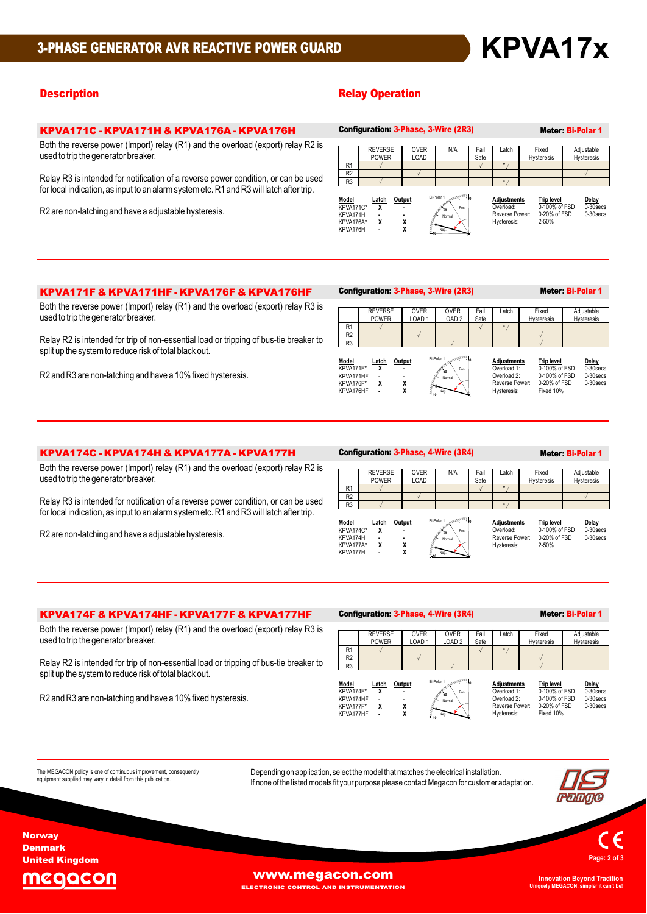# 3-PHASE GENERATOR AVR REACTIVE POWER GUARD

# KPVA17x

## Description

## Relay Operation

### KPVA171C - KPVA171H & KPVA176A - KPVA176H

Both the reverse power (Import) relay (R1) and the overload (export) relay R2 is used to trip the generator breaker.

Relay R3 is intended for notification of a reverse power condition, or can be used for local indication, as input to an alarm system etc. R1 and R3 will latch after trip.

R2 are non-latching and have a adjustable hysteresis.

**Configuration: 3-Phase, 3-Wire (2R3)** **Meter: Bi-Polar 1**

| | REVERSE POWER | OVER LOAD | N/A | Fail Safe | Latch | Fixed Hysteresis | Adjustable Hysteresis |
|---|---|---|---|---|---|---|---|
| R1 | √ | | | √ | *√ | | |
| R2 | | √ | | | | | √ |
| R3 | √ | | | | *√ | | |

| Model | Latch | Output |
|---|---|---|
| KPVA171C* | X | - |
| KPVA171H | - | - |
| KPVA176A* | X | X |
| KPVA176H | - | X |

| Adjustments | Trip level | Delay |
|---|---|---|
| Overload: | 0-100% of FSD | 0-30secs |
| Reverse Power: | 0-20% of FSD | 0-30secs |
| Hysteresis: | 2-50% | |

### KPVA171F & KPVA171HF - KPVA176F & KPVA176HF

Both the reverse power (Import) relay (R1) and the overload (export) relay R3 is used to trip the generator breaker.

Relay R2 is intended for trip of non-essential load or tripping of bus-tie breaker to split up the system to reduce risk of total black out.

R2 and R3 are non-latching and have a 10% fixed hysteresis.

**Configuration: 3-Phase, 3-Wire (2R3)** **Meter: Bi-Polar 1**

| | REVERSE POWER | OVER LOAD 1 | OVER LOAD 2 | Fail Safe | Latch | Fixed Hysteresis | Adjustable Hysteresis |
|---|---|---|---|---|---|---|---|
| R1 | √ | | | √ | *√ | | |
| R2 | | √ | | | | √ | |
| R3 | | | √ | | | √ | |

| Model | Latch | Output |
|---|---|---|
| KPVA171F* | X | - |
| KPVA171HF | - | - |
| KPVA176F* | X | X |
| KPVA176HF | - | X |

| Adjustments | Trip level | Delay |
|---|---|---|
| Overload 1: | 0-100% of FSD | 0-30secs |
| Overload 2: | 0-100% of FSD | 0-30secs |
| Reverse Power: | 0-20% of FSD | 0-30secs |
| Hysteresis: | Fixed 10% | |

### KPVA174C - KPVA174H & KPVA177A - KPVA177H

Both the reverse power (Import) relay (R1) and the overload (export) relay R2 is used to trip the generator breaker.

Relay R3 is intended for notification of a reverse power condition, or can be used for local indication, as input to an alarm system etc. R1 and R3 will latch after trip.

R2 are non-latching and have a adjustable hysteresis.

**Configuration: 3-Phase, 4-Wire (3R4)** **Meter: Bi-Polar 1**

| | REVERSE POWER | OVER LOAD | N/A | Fail Safe | Latch | Fixed Hysteresis | Adjustable Hysteresis |
|---|---|---|---|---|---|---|---|
| R1 | √ | | | √ | *√ | | |
| R2 | | √ | | | | | √ |
| R3 | √ | | | | *√ | | |

| Model | Latch | Output |
|---|---|---|
| KPVA174C* | X | - |
| KPVA174H | - | - |
| KPVA177A* | X | X |
| KPVA177H | - | X |

| Adjustments | Trip level | Delay |
|---|---|---|
| Overload: | 0-100% of FSD | 0-30secs |
| Reverse Power: | 0-20% of FSD | 0-30secs |
| Hysteresis: | 2-50% | |

### KPVA174F & KPVA174HF - KPVA177F & KPVA177HF

Both the reverse power (Import) relay (R1) and the overload (export) relay R3 is used to trip the generator breaker.

Relay R2 is intended for trip of non-essential load or tripping of bus-tie breaker to split up the system to reduce risk of total black out.

R2 and R3 are non-latching and have a 10% fixed hysteresis.

**Configuration: 3-Phase, 4-Wire (3R4)** **Meter: Bi-Polar 1**

| | REVERSE POWER | OVER LOAD 1 | OVER LOAD 2 | Fail Safe | Latch | Fixed Hysteresis | Adjustable Hysteresis |
|---|---|---|---|---|---|---|---|
| R1 | √ | | | √ | *√ | | |
| R2 | | √ | | | | √ | |
| R3 | | | √ | | | √ | |

| Model | Latch | Output |
|---|---|---|
| KPVA174F* | X | - |
| KPVA174HF | - | - |
| KPVA177F* | X | X |
| KPVA177HF | - | X |

| Adjustments | Trip level | Delay |
|---|---|---|
| Overload 1: | 0-100% of FSD | 0-30secs |
| Overload 2: | 0-100% of FSD | 0-30secs |
| Reverse Power: | 0-20% of FSD | 0-30secs |
| Hysteresis: | Fixed 10% | |

The MEGACON policy is one of continuous improvement, consequently equipment supplied may vary in detail from this publication.

Depending on application, select the model that matches the electrical installation.
If none of the listed models fit your purpose please contact Megacon for customer adaptation.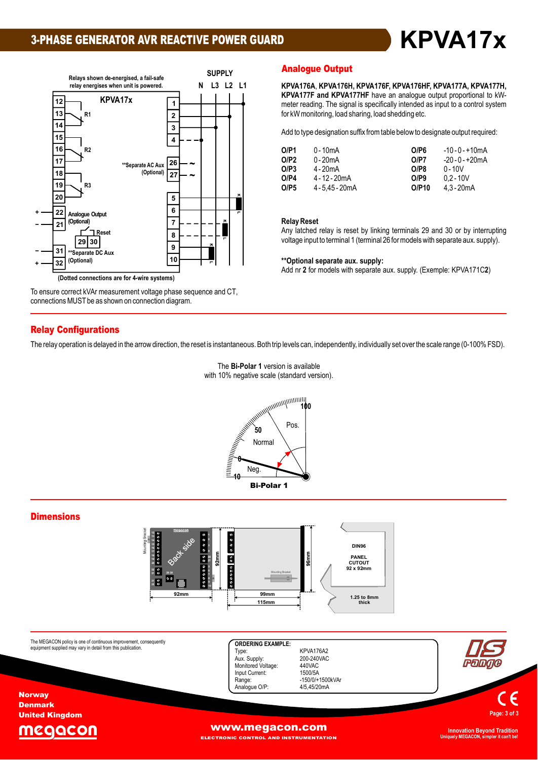# 3-PHASE GENERATOR AVR REACTIVE POWER GUARD

# KPVA17x

Relays shown de-energised, a fail-safe relay energises when unit is powered.

SUPPLY
N L3 L2 L1

KPVA17x

12
13
R1
14
15
16
R2
17
18
19
R3
20
22
21
Analogue Output (Optional)
Reset
29 30
31
32
**Separate DC Aux (Optional)
1
2
3
4
**Separate AC Aux (Optional)
26
27
5
6
7
8
9
10

(Dotted connections are for 4-wire systems)

To ensure correct kVAr measurement voltage phase sequence and CT, connections MUST be as shown on connection diagram.

## Analogue Output

**KPVA176A**, **KPVA176H, KPVA176F, KPVA176HF, KPVA177A, KPVA177H, KPVA177F and KPVA177HF** have an analogue output proportional to kW-meter reading. The signal is specifically intended as input to a control system for kW monitoring, load sharing, load shedding etc.

Add to type designation suffix from table below to designate output required:

| | | | |
|---|---|---|---|
| **O/P1** | 0 - 10mA | **O/P6** | -10 - 0 - +10mA |
| **O/P2** | 0 - 20mA | **O/P7** | -20 - 0 - +20mA |
| **O/P3** | 4 - 20mA | **O/P8** | 0 - 10V |
| **O/P4** | 4 - 12 - 20mA | **O/P9** | 0,2 - 10V |
| **O/P5** | 4 - 5,45 - 20mA | **O/P10** | 4,3 - 20mA |

**Relay Reset**

Any latched relay is reset by linking terminals 29 and 30 or by interrupting voltage input to terminal 1 (terminal 26 for models with separate aux. supply).

**\*\*Optional separate aux. supply:**

Add nr **2** for models with separate aux. supply. (Exemple: KPVA171C**2**)

## Relay Configurations

The relay operation is delayed in the arrow direction, the reset is instantaneous. Both trip levels can, independently, individually set over the scale range (0-100% FSD).

The **Bi-Polar 1** version is available with 10% negative scale (standard version).

100
Pos.
50
Normal
0
Neg.
10
**Bi-Polar 1**

## Dimensions

Mounting Bracket
megacon
Back side
92mm
92mm
99mm
115mm
96mm
Mounting Bracket
DIN96
PANEL CUTOUT
92 x 92mm
1.25 to 8mm thick

The MEGACON policy is one of continuous improvement, consequently equipment supplied may vary in detail from this publication.

**ORDERING EXAMPLE:**

| | |
|---|---|
| Type: | KPVA176A2 |
| Aux. Supply: | 200-240VAC |
| Monitored Voltage: | 440VAC |
| Input Current: | 1500/5A |
| Range: | -150/0/+1500kVAr |
| Analogue O/P: | 4/5,45/20mA |

Norway
Denmark
United Kingdom
megacon

www.megacon.com
ELECTRONIC CONTROL AND INSTRUMENTATION

Innovation Beyond Tradition
Uniquely MEGACON, simpler it can't be!